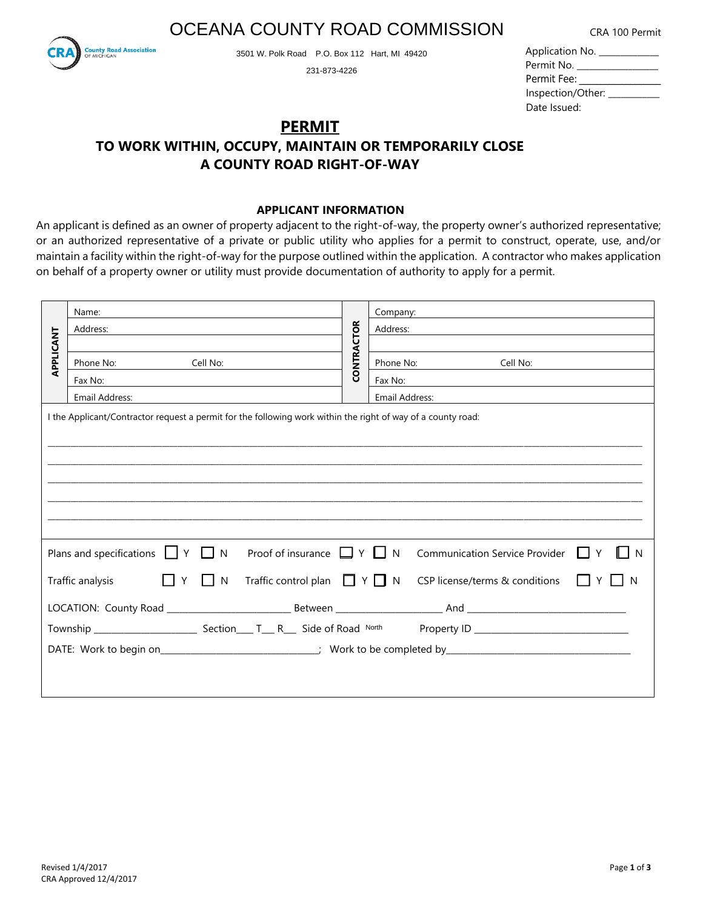# OCEANA COUNTY ROAD COMMISSION

CRA 100 Permit

3501 W. Polk Road P.O. Box 112 Hart, MI 49420

231-873-4226

Application No. ____________
Permit No. ________________
Permit Fee: ________________
Inspection/Other: __________
Date Issued:

## PERMIT

### TO WORK WITHIN, OCCUPY, MAINTAIN OR TEMPORARILY CLOSE A COUNTY ROAD RIGHT-OF-WAY

#### APPLICANT INFORMATION

An applicant is defined as an owner of property adjacent to the right-of-way, the property owner's authorized representative; or an authorized representative of a private or public utility who applies for a permit to construct, operate, use, and/or maintain a facility within the right-of-way for the purpose outlined within the application. A contractor who makes application on behalf of a property owner or utility must provide documentation of authority to apply for a permit.

| APPLICANT | | CONTRACTOR | |
|---|---|---|---|
| | Name: | | Company: |
| | Address: | | Address: |
| | | | |
| | Phone No: Cell No: | | Phone No: Cell No: |
| | Fax No: | | Fax No: |
| | Email Address: | | Email Address: |

I the Applicant/Contractor request a permit for the following work within the right of way of a county road:

______________________________________________________________________________________

______________________________________________________________________________________

______________________________________________________________________________________

______________________________________________________________________________________

______________________________________________________________________________________

Plans and specifications ☐ Y ☐ N  Proof of insurance ☐ Y ☐ N  Communication Service Provider ☐ Y ☐ N

Traffic analysis ☐ Y ☐ N  Traffic control plan ☐ Y ☐ N  CSP license/terms & conditions ☐ Y ☐ N

LOCATION: County Road ________________________ Between ____________________ And ______________________________

Township ____________________ Section___ T___ R___ Side of Road North  Property ID ______________________________

DATE: Work to begin on_______________________________; Work to be completed by_____________________________________

Revised 1/4/2017
CRA Approved 12/4/2017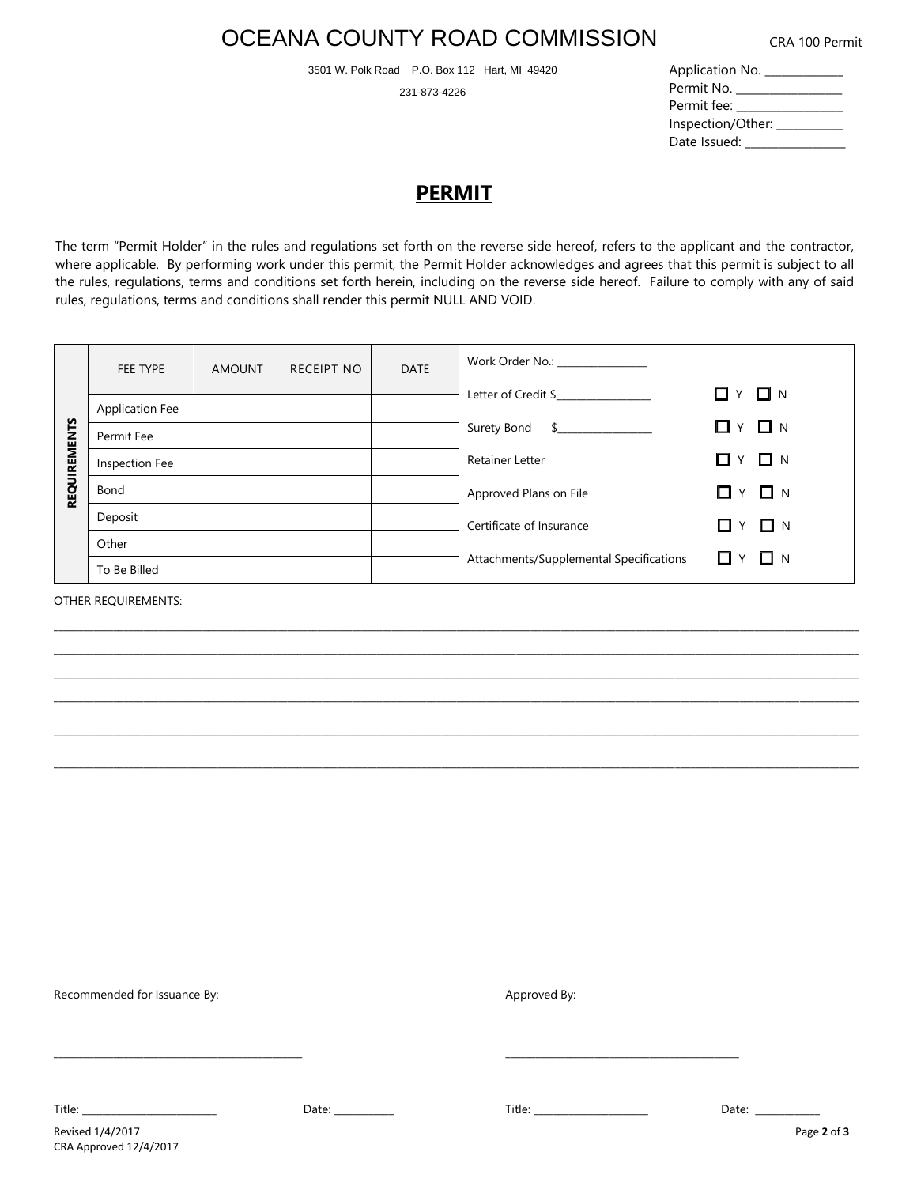# OCEANA COUNTY ROAD COMMISSION

CRA 100 Permit

3501 W. Polk Road P.O. Box 112 Hart, MI 49420

231-873-4226

Application No. ____________
Permit No. ________________
Permit fee: ________________
Inspection/Other: __________
Date Issued: ________________

## PERMIT

The term "Permit Holder" in the rules and regulations set forth on the reverse side hereof, refers to the applicant and the contractor, where applicable. By performing work under this permit, the Permit Holder acknowledges and agrees that this permit is subject to all the rules, regulations, terms and conditions set forth herein, including on the reverse side hereof. Failure to comply with any of said rules, regulations, terms and conditions shall render this permit NULL AND VOID.

**REQUIREMENTS**

| FEE TYPE | AMOUNT | RECEIPT NO | DATE |
|---|---|---|---|
| Application Fee | | | |
| Permit Fee | | | |
| Inspection Fee | | | |
| Bond | | | |
| Deposit | | | |
| Other | | | |
| To Be Billed | | | |

Work Order No.: ________________

| Item | Y | N |
|---|---|---|
| Letter of Credit $________________ | ☐ Y | ☐ N |
| Surety Bond $________________ | ☐ Y | ☐ N |
| Retainer Letter | ☐ Y | ☐ N |
| Approved Plans on File | ☐ Y | ☐ N |
| Certificate of Insurance | ☐ Y | ☐ N |
| Attachments/Supplemental Specifications | ☐ Y | ☐ N |

OTHER REQUIREMENTS:

______________________________________________________________________________

______________________________________________________________________________

______________________________________________________________________________

______________________________________________________________________________

______________________________________________________________________________

______________________________________________________________________________

Recommended for Issuance By:

_____________________________________________

Title: ________________________ Date: __________

Approved By:

_____________________________________________

Title: ____________________ Date: ___________

Revised 1/4/2017
CRA Approved 12/4/2017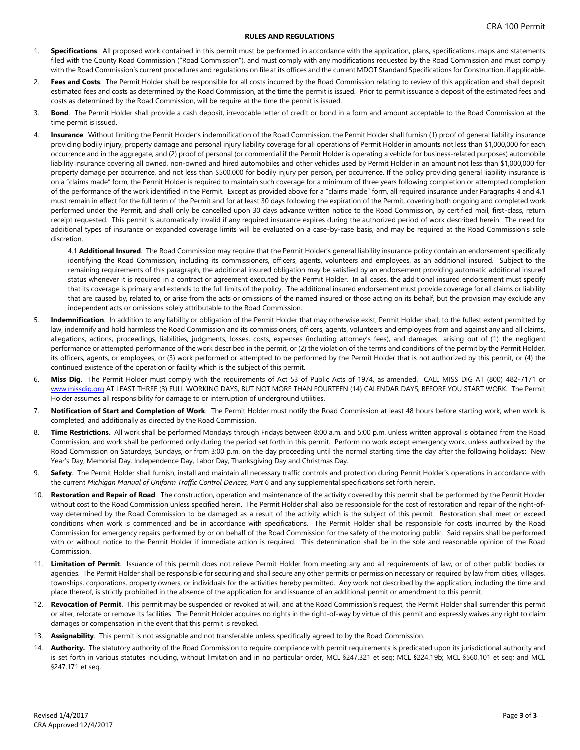## RULES AND REGULATIONS

1. **Specifications**. All proposed work contained in this permit must be performed in accordance with the application, plans, specifications, maps and statements filed with the County Road Commission ("Road Commission"), and must comply with any modifications requested by the Road Commission and must comply with the Road Commission's current procedures and regulations on file at its offices and the current MDOT Standard Specifications for Construction, if applicable.

2. **Fees and Costs**. The Permit Holder shall be responsible for all costs incurred by the Road Commission relating to review of this application and shall deposit estimated fees and costs as determined by the Road Commission, at the time the permit is issued. Prior to permit issuance a deposit of the estimated fees and costs as determined by the Road Commission, will be require at the time the permit is issued.

3. **Bond**. The Permit Holder shall provide a cash deposit, irrevocable letter of credit or bond in a form and amount acceptable to the Road Commission at the time permit is issued.

4. **Insurance**. Without limiting the Permit Holder's indemnification of the Road Commission, the Permit Holder shall furnish (1) proof of general liability insurance providing bodily injury, property damage and personal injury liability coverage for all operations of Permit Holder in amounts not less than $1,000,000 for each occurrence and in the aggregate, and (2) proof of personal (or commercial if the Permit Holder is operating a vehicle for business-related purposes) automobile liability insurance covering all owned, non-owned and hired automobiles and other vehicles used by Permit Holder in an amount not less than $1,000,000 for property damage per occurrence, and not less than $500,000 for bodily injury per person, per occurrence. If the policy providing general liability insurance is on a "claims made" form, the Permit Holder is required to maintain such coverage for a minimum of three years following completion or attempted completion of the performance of the work identified in the Permit. Except as provided above for a "claims made" form, all required insurance under Paragraphs 4 and 4.1 must remain in effect for the full term of the Permit and for at least 30 days following the expiration of the Permit, covering both ongoing and completed work performed under the Permit, and shall only be cancelled upon 30 days advance written notice to the Road Commission, by certified mail, first-class, return receipt requested. This permit is automatically invalid if any required insurance expires during the authorized period of work described herein. The need for additional types of insurance or expanded coverage limits will be evaluated on a case-by-case basis, and may be required at the Road Commission's sole discretion.

   4.1 **Additional Insured**. The Road Commission may require that the Permit Holder's general liability insurance policy contain an endorsement specifically identifying the Road Commission, including its commissioners, officers, agents, volunteers and employees, as an additional insured. Subject to the remaining requirements of this paragraph, the additional insured obligation may be satisfied by an endorsement providing automatic additional insured status whenever it is required in a contract or agreement executed by the Permit Holder. In all cases, the additional insured endorsement must specify that its coverage is primary and extends to the full limits of the policy. The additional insured endorsement must provide coverage for all claims or liability that are caused by, related to, or arise from the acts or omissions of the named insured or those acting on its behalf, but the provision may exclude any independent acts or omissions solely attributable to the Road Commission.

5. **Indemnification**. In addition to any liability or obligation of the Permit Holder that may otherwise exist, Permit Holder shall, to the fullest extent permitted by law, indemnify and hold harmless the Road Commission and its commissioners, officers, agents, volunteers and employees from and against any and all claims, allegations, actions, proceedings, liabilities, judgments, losses, costs, expenses (including attorney's fees), and damages arising out of (1) the negligent performance or attempted performance of the work described in the permit, or (2) the violation of the terms and conditions of the permit by the Permit Holder, its officers, agents, or employees, or (3) work performed or attempted to be performed by the Permit Holder that is not authorized by this permit, or (4) the continued existence of the operation or facility which is the subject of this permit.

6. **Miss Dig**. The Permit Holder must comply with the requirements of Act 53 of Public Acts of 1974, as amended. CALL MISS DIG AT (800) 482-7171 or www.missdig.org AT LEAST THREE (3) FULL WORKING DAYS, BUT NOT MORE THAN FOURTEEN (14) CALENDAR DAYS, BEFORE YOU START WORK. The Permit Holder assumes all responsibility for damage to or interruption of underground utilities.

7. **Notification of Start and Completion of Work**. The Permit Holder must notify the Road Commission at least 48 hours before starting work, when work is completed, and additionally as directed by the Road Commission.

8. **Time Restrictions**. All work shall be performed Mondays through Fridays between 8:00 a.m. and 5:00 p.m. unless written approval is obtained from the Road Commission, and work shall be performed only during the period set forth in this permit. Perform no work except emergency work, unless authorized by the Road Commission on Saturdays, Sundays, or from 3:00 p.m. on the day proceeding until the normal starting time the day after the following holidays: New Year's Day, Memorial Day, Independence Day, Labor Day, Thanksgiving Day and Christmas Day.

9. **Safety**. The Permit Holder shall furnish, install and maintain all necessary traffic controls and protection during Permit Holder's operations in accordance with the current *Michigan Manual of Uniform Traffic Control Devices, Part 6* and any supplemental specifications set forth herein.

10. **Restoration and Repair of Road**. The construction, operation and maintenance of the activity covered by this permit shall be performed by the Permit Holder without cost to the Road Commission unless specified herein. The Permit Holder shall also be responsible for the cost of restoration and repair of the right-of-way determined by the Road Commission to be damaged as a result of the activity which is the subject of this permit. Restoration shall meet or exceed conditions when work is commenced and be in accordance with specifications. The Permit Holder shall be responsible for costs incurred by the Road Commission for emergency repairs performed by or on behalf of the Road Commission for the safety of the motoring public. Said repairs shall be performed with or without notice to the Permit Holder if immediate action is required. This determination shall be in the sole and reasonable opinion of the Road Commission.

11. **Limitation of Permit**. Issuance of this permit does not relieve Permit Holder from meeting any and all requirements of law, or of other public bodies or agencies. The Permit Holder shall be responsible for securing and shall secure any other permits or permission necessary or required by law from cities, villages, townships, corporations, property owners, or individuals for the activities hereby permitted. Any work not described by the application, including the time and place thereof, is strictly prohibited in the absence of the application for and issuance of an additional permit or amendment to this permit.

12. **Revocation of Permit**. This permit may be suspended or revoked at will, and at the Road Commission's request, the Permit Holder shall surrender this permit or alter, relocate or remove its facilities. The Permit Holder acquires no rights in the right-of-way by virtue of this permit and expressly waives any right to claim damages or compensation in the event that this permit is revoked.

13. **Assignability**. This permit is not assignable and not transferable unless specifically agreed to by the Road Commission.

14. **Authority.** The statutory authority of the Road Commission to require compliance with permit requirements is predicated upon its jurisdictional authority and is set forth in various statutes including, without limitation and in no particular order, MCL §247.321 et seq; MCL §224.19b; MCL §560.101 et seq; and MCL §247.171 et seq.

Revised 1/4/2017
CRA Approved 12/4/2017